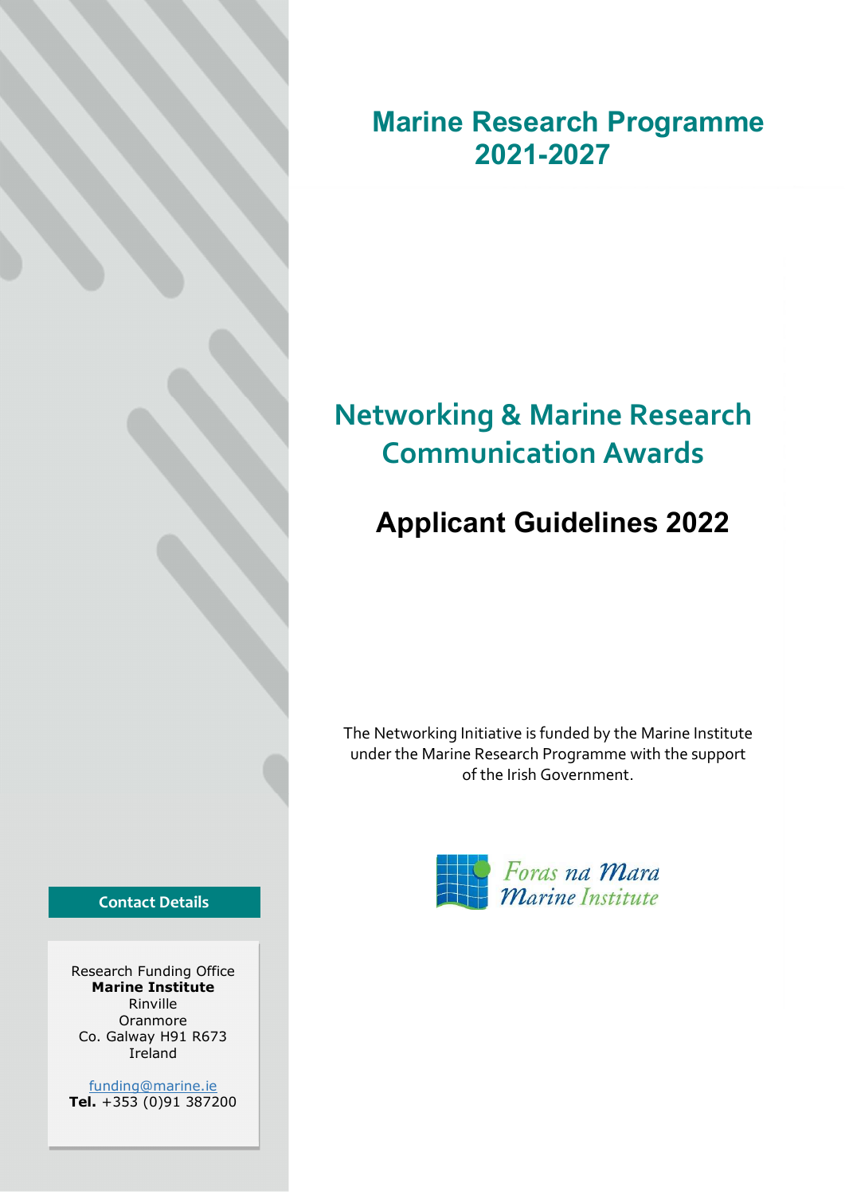# Marine Research Programme 2021-2027

## Networking & Marine Research Communication Awards

## Applicant Guidelines 2022

The Networking Initiative is funded by the Marine Institute under the Marine Research Programme with the support of the Irish Government.

Foras na Mara
Marine Institute

**Contact Details**

Research Funding Office
**Marine Institute**
Rinville
Oranmore
Co. Galway H91 R673
Ireland

funding@marine.ie
**Tel.** +353 (0)91 387200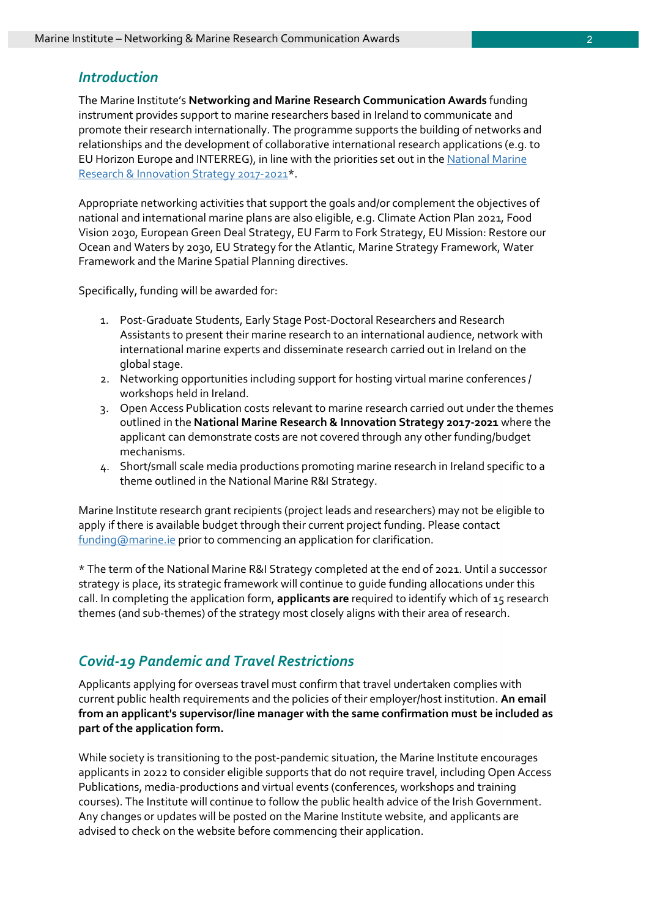## *Introduction*

The Marine Institute's **Networking and Marine Research Communication Awards** funding instrument provides support to marine researchers based in Ireland to communicate and promote their research internationally. The programme supports the building of networks and relationships and the development of collaborative international research applications (e.g. to EU Horizon Europe and INTERREG), in line with the priorities set out in the [National Marine Research & Innovation Strategy 2017-2021]*.

Appropriate networking activities that support the goals and/or complement the objectives of national and international marine plans are also eligible, e.g. Climate Action Plan 2021, Food Vision 2030, European Green Deal Strategy, EU Farm to Fork Strategy, EU Mission: Restore our Ocean and Waters by 2030, EU Strategy for the Atlantic, Marine Strategy Framework, Water Framework and the Marine Spatial Planning directives.

Specifically, funding will be awarded for:

1. Post-Graduate Students, Early Stage Post-Doctoral Researchers and Research Assistants to present their marine research to an international audience, network with international marine experts and disseminate research carried out in Ireland on the global stage.
2. Networking opportunities including support for hosting virtual marine conferences / workshops held in Ireland.
3. Open Access Publication costs relevant to marine research carried out under the themes outlined in the **National Marine Research & Innovation Strategy 2017-2021** where the applicant can demonstrate costs are not covered through any other funding/budget mechanisms.
4. Short/small scale media productions promoting marine research in Ireland specific to a theme outlined in the National Marine R&I Strategy.

Marine Institute research grant recipients (project leads and researchers) may not be eligible to apply if there is available budget through their current project funding. Please contact funding@marine.ie prior to commencing an application for clarification.

* The term of the National Marine R&I Strategy completed at the end of 2021. Until a successor strategy is place, its strategic framework will continue to guide funding allocations under this call. In completing the application form, **applicants are** required to identify which of 15 research themes (and sub-themes) of the strategy most closely aligns with their area of research.

## *Covid-19 Pandemic and Travel Restrictions*

Applicants applying for overseas travel must confirm that travel undertaken complies with current public health requirements and the policies of their employer/host institution. **An email from an applicant's supervisor/line manager with the same confirmation must be included as part of the application form.**

While society is transitioning to the post-pandemic situation, the Marine Institute encourages applicants in 2022 to consider eligible supports that do not require travel, including Open Access Publications, media-productions and virtual events (conferences, workshops and training courses). The Institute will continue to follow the public health advice of the Irish Government. Any changes or updates will be posted on the Marine Institute website, and applicants are advised to check on the website before commencing their application.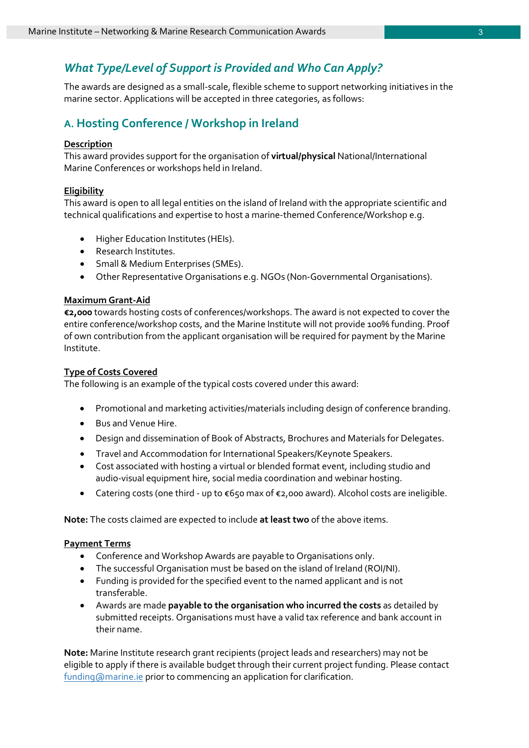## *What Type/Level of Support is Provided and Who Can Apply?*

The awards are designed as a small-scale, flexible scheme to support networking initiatives in the marine sector. Applications will be accepted in three categories, as follows:

### A. Hosting Conference / Workshop in Ireland

**Description**

This award provides support for the organisation of **virtual/physical** National/International Marine Conferences or workshops held in Ireland.

**Eligibility**

This award is open to all legal entities on the island of Ireland with the appropriate scientific and technical qualifications and expertise to host a marine-themed Conference/Workshop e.g.

- Higher Education Institutes (HEIs).
- Research Institutes.
- Small & Medium Enterprises (SMEs).
- Other Representative Organisations e.g. NGOs (Non-Governmental Organisations).

**Maximum Grant-Aid**

**€2,000** towards hosting costs of conferences/workshops. The award is not expected to cover the entire conference/workshop costs, and the Marine Institute will not provide 100% funding. Proof of own contribution from the applicant organisation will be required for payment by the Marine Institute.

**Type of Costs Covered**

The following is an example of the typical costs covered under this award:

- Promotional and marketing activities/materials including design of conference branding.
- Bus and Venue Hire.
- Design and dissemination of Book of Abstracts, Brochures and Materials for Delegates.
- Travel and Accommodation for International Speakers/Keynote Speakers.
- Cost associated with hosting a virtual or blended format event, including studio and audio-visual equipment hire, social media coordination and webinar hosting.
- Catering costs (one third - up to €650 max of €2,000 award). Alcohol costs are ineligible.

**Note:** The costs claimed are expected to include **at least two** of the above items.

**Payment Terms**

- Conference and Workshop Awards are payable to Organisations only.
- The successful Organisation must be based on the island of Ireland (ROI/NI).
- Funding is provided for the specified event to the named applicant and is not transferable.
- Awards are made **payable to the organisation who incurred the costs** as detailed by submitted receipts. Organisations must have a valid tax reference and bank account in their name.

**Note:** Marine Institute research grant recipients (project leads and researchers) may not be eligible to apply if there is available budget through their current project funding. Please contact funding@marine.ie prior to commencing an application for clarification.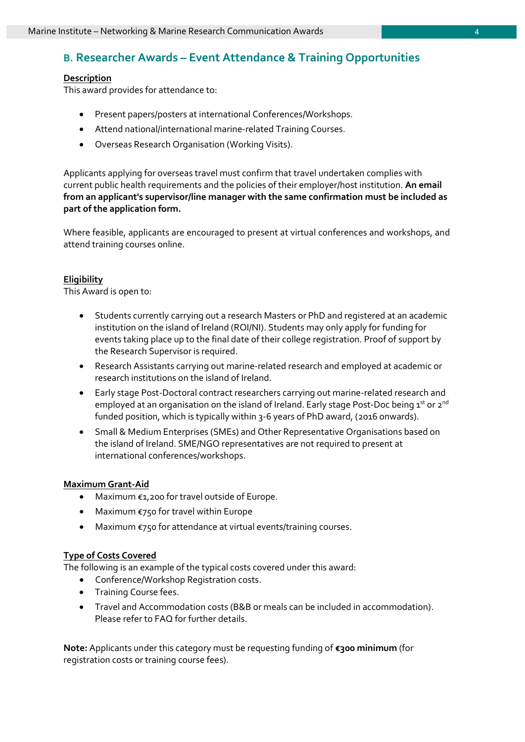## B. Researcher Awards – Event Attendance & Training Opportunities

**Description**

This award provides for attendance to:

- Present papers/posters at international Conferences/Workshops.
- Attend national/international marine-related Training Courses.
- Overseas Research Organisation (Working Visits).

Applicants applying for overseas travel must confirm that travel undertaken complies with current public health requirements and the policies of their employer/host institution. **An email from an applicant's supervisor/line manager with the same confirmation must be included as part of the application form.**

Where feasible, applicants are encouraged to present at virtual conferences and workshops, and attend training courses online.

**Eligibility**

This Award is open to:

- Students currently carrying out a research Masters or PhD and registered at an academic institution on the island of Ireland (ROI/NI). Students may only apply for funding for events taking place up to the final date of their college registration. Proof of support by the Research Supervisor is required.
- Research Assistants carrying out marine-related research and employed at academic or research institutions on the island of Ireland.
- Early stage Post-Doctoral contract researchers carrying out marine-related research and employed at an organisation on the island of Ireland. Early stage Post-Doc being 1st or 2nd funded position, which is typically within 3-6 years of PhD award, (2016 onwards).
- Small & Medium Enterprises (SMEs) and Other Representative Organisations based on the island of Ireland. SME/NGO representatives are not required to present at international conferences/workshops.

**Maximum Grant-Aid**

- Maximum €1,200 for travel outside of Europe.
- Maximum €750 for travel within Europe
- Maximum €750 for attendance at virtual events/training courses.

**Type of Costs Covered**

The following is an example of the typical costs covered under this award:

- Conference/Workshop Registration costs.
- Training Course fees.
- Travel and Accommodation costs (B&B or meals can be included in accommodation). Please refer to FAQ for further details.

**Note:** Applicants under this category must be requesting funding of **€300 minimum** (for registration costs or training course fees).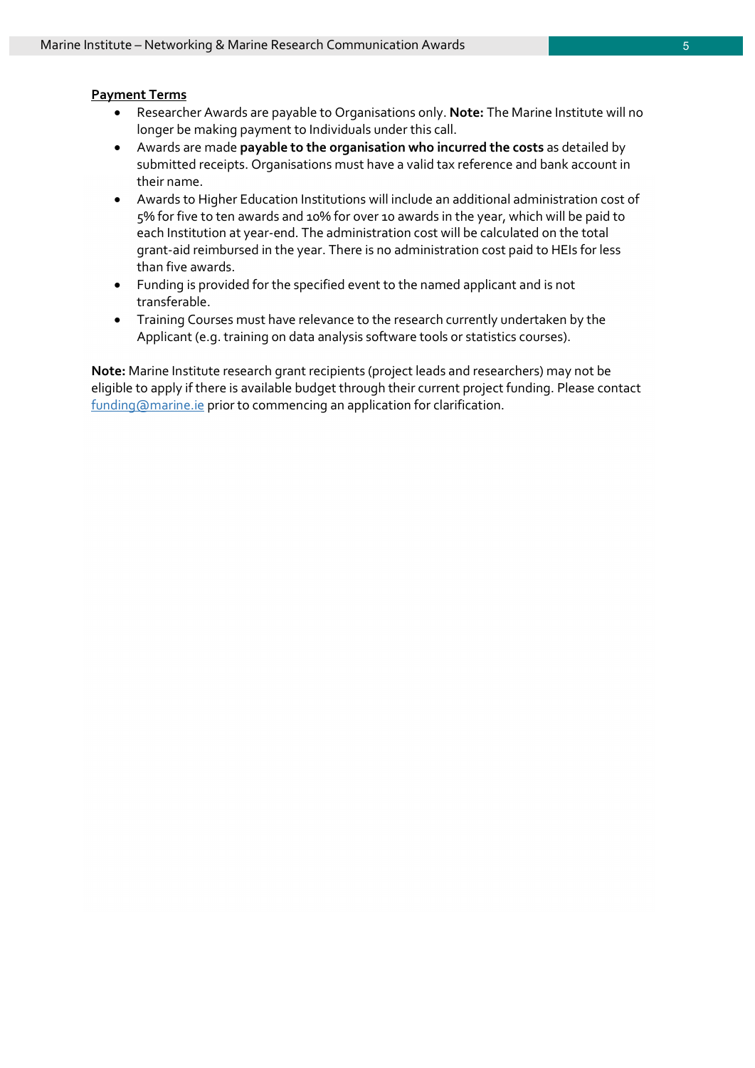**Payment Terms**

- Researcher Awards are payable to Organisations only. **Note:** The Marine Institute will no longer be making payment to Individuals under this call.
- Awards are made **payable to the organisation who incurred the costs** as detailed by submitted receipts. Organisations must have a valid tax reference and bank account in their name.
- Awards to Higher Education Institutions will include an additional administration cost of 5% for five to ten awards and 10% for over 10 awards in the year, which will be paid to each Institution at year-end. The administration cost will be calculated on the total grant-aid reimbursed in the year. There is no administration cost paid to HEIs for less than five awards.
- Funding is provided for the specified event to the named applicant and is not transferable.
- Training Courses must have relevance to the research currently undertaken by the Applicant (e.g. training on data analysis software tools or statistics courses).

**Note:** Marine Institute research grant recipients (project leads and researchers) may not be eligible to apply if there is available budget through their current project funding. Please contact funding@marine.ie prior to commencing an application for clarification.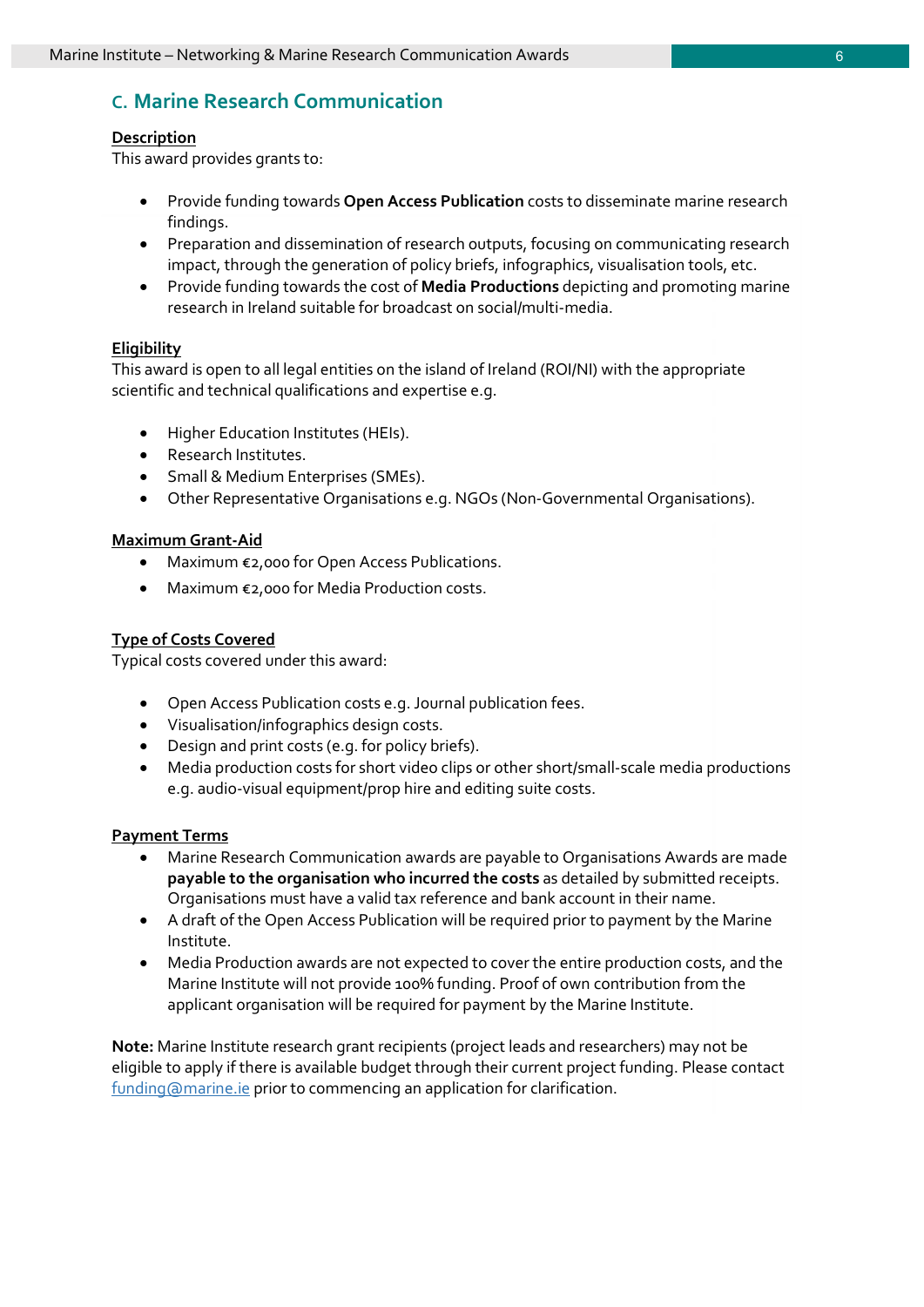## C. Marine Research Communication

**Description**

This award provides grants to:

- Provide funding towards **Open Access Publication** costs to disseminate marine research findings.
- Preparation and dissemination of research outputs, focusing on communicating research impact, through the generation of policy briefs, infographics, visualisation tools, etc.
- Provide funding towards the cost of **Media Productions** depicting and promoting marine research in Ireland suitable for broadcast on social/multi-media.

**Eligibility**

This award is open to all legal entities on the island of Ireland (ROI/NI) with the appropriate scientific and technical qualifications and expertise e.g.

- Higher Education Institutes (HEIs).
- Research Institutes.
- Small & Medium Enterprises (SMEs).
- Other Representative Organisations e.g. NGOs (Non-Governmental Organisations).

**Maximum Grant-Aid**

- Maximum €2,000 for Open Access Publications.
- Maximum €2,000 for Media Production costs.

**Type of Costs Covered**

Typical costs covered under this award:

- Open Access Publication costs e.g. Journal publication fees.
- Visualisation/infographics design costs.
- Design and print costs (e.g. for policy briefs).
- Media production costs for short video clips or other short/small-scale media productions e.g. audio-visual equipment/prop hire and editing suite costs.

**Payment Terms**

- Marine Research Communication awards are payable to Organisations Awards are made **payable to the organisation who incurred the costs** as detailed by submitted receipts. Organisations must have a valid tax reference and bank account in their name.
- A draft of the Open Access Publication will be required prior to payment by the Marine Institute.
- Media Production awards are not expected to cover the entire production costs, and the Marine Institute will not provide 100% funding. Proof of own contribution from the applicant organisation will be required for payment by the Marine Institute.

**Note:** Marine Institute research grant recipients (project leads and researchers) may not be eligible to apply if there is available budget through their current project funding. Please contact funding@marine.ie prior to commencing an application for clarification.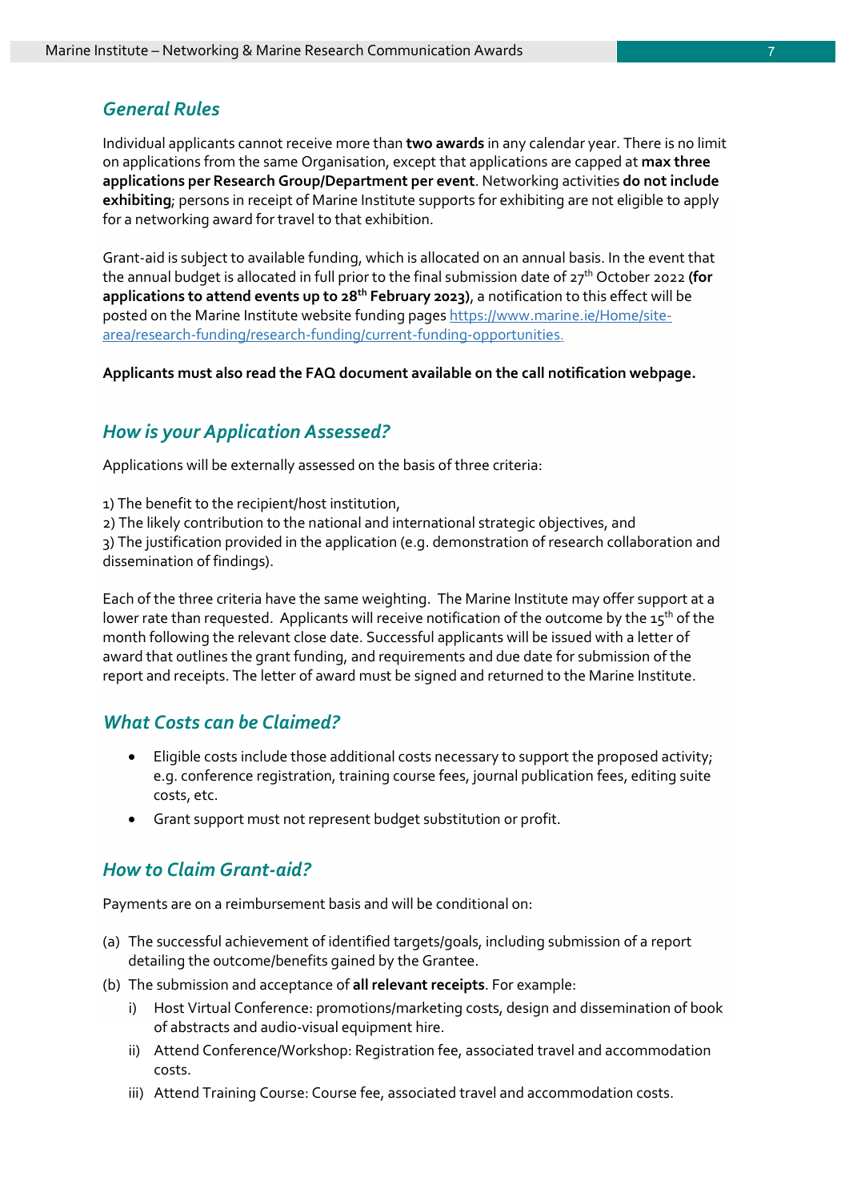## *General Rules*

Individual applicants cannot receive more than **two awards** in any calendar year. There is no limit on applications from the same Organisation, except that applications are capped at **max three applications per Research Group/Department per event**. Networking activities **do not include exhibiting**; persons in receipt of Marine Institute supports for exhibiting are not eligible to apply for a networking award for travel to that exhibition.

Grant-aid is subject to available funding, which is allocated on an annual basis. In the event that the annual budget is allocated in full prior to the final submission date of 27th October 2022 **(for applications to attend events up to 28th February 2023)**, a notification to this effect will be posted on the Marine Institute website funding pages [https://www.marine.ie/Home/site-area/research-funding/research-funding/current-funding-opportunities](https://www.marine.ie/Home/site-area/research-funding/research-funding/current-funding-opportunities).

**Applicants must also read the FAQ document available on the call notification webpage.**

## *How is your Application Assessed?*

Applications will be externally assessed on the basis of three criteria:

1) The benefit to the recipient/host institution,
2) The likely contribution to the national and international strategic objectives, and
3) The justification provided in the application (e.g. demonstration of research collaboration and dissemination of findings).

Each of the three criteria have the same weighting. The Marine Institute may offer support at a lower rate than requested. Applicants will receive notification of the outcome by the 15th of the month following the relevant close date. Successful applicants will be issued with a letter of award that outlines the grant funding, and requirements and due date for submission of the report and receipts. The letter of award must be signed and returned to the Marine Institute.

## *What Costs can be Claimed?*

- Eligible costs include those additional costs necessary to support the proposed activity; e.g. conference registration, training course fees, journal publication fees, editing suite costs, etc.
- Grant support must not represent budget substitution or profit.

## *How to Claim Grant-aid?*

Payments are on a reimbursement basis and will be conditional on:

(a) The successful achievement of identified targets/goals, including submission of a report detailing the outcome/benefits gained by the Grantee.
(b) The submission and acceptance of **all relevant receipts**. For example:
   i) Host Virtual Conference: promotions/marketing costs, design and dissemination of book of abstracts and audio-visual equipment hire.
   ii) Attend Conference/Workshop: Registration fee, associated travel and accommodation costs.
   iii) Attend Training Course: Course fee, associated travel and accommodation costs.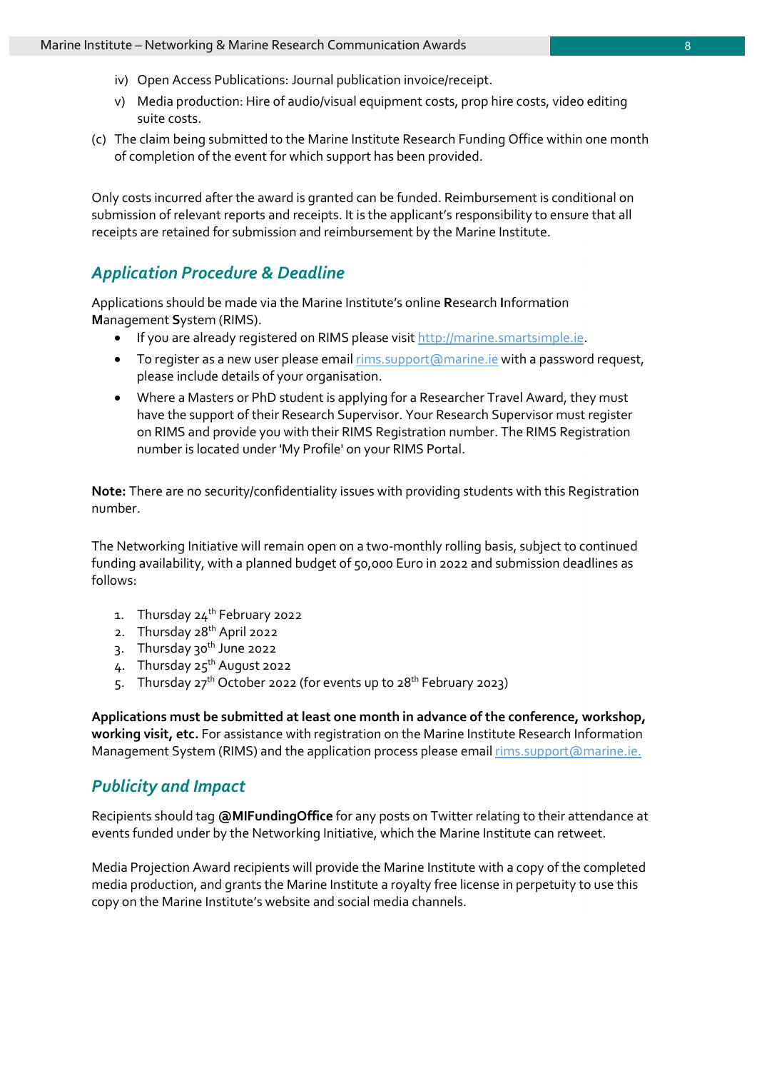iv) Open Access Publications: Journal publication invoice/receipt.

v) Media production: Hire of audio/visual equipment costs, prop hire costs, video editing suite costs.

(c) The claim being submitted to the Marine Institute Research Funding Office within one month of completion of the event for which support has been provided.

Only costs incurred after the award is granted can be funded. Reimbursement is conditional on submission of relevant reports and receipts. It is the applicant's responsibility to ensure that all receipts are retained for submission and reimbursement by the Marine Institute.

## *Application Procedure & Deadline*

Applications should be made via the Marine Institute's online **R**esearch **I**nformation **M**anagement **S**ystem (RIMS).

- If you are already registered on RIMS please visit http://marine.smartsimple.ie.
- To register as a new user please email rims.support@marine.ie with a password request, please include details of your organisation.
- Where a Masters or PhD student is applying for a Researcher Travel Award, they must have the support of their Research Supervisor. Your Research Supervisor must register on RIMS and provide you with their RIMS Registration number. The RIMS Registration number is located under 'My Profile' on your RIMS Portal.

**Note:** There are no security/confidentiality issues with providing students with this Registration number.

The Networking Initiative will remain open on a two-monthly rolling basis, subject to continued funding availability, with a planned budget of 50,000 Euro in 2022 and submission deadlines as follows:

1. Thursday 24th February 2022
2. Thursday 28th April 2022
3. Thursday 30th June 2022
4. Thursday 25th August 2022
5. Thursday 27th October 2022 (for events up to 28th February 2023)

**Applications must be submitted at least one month in advance of the conference, workshop, working visit, etc.** For assistance with registration on the Marine Institute Research Information Management System (RIMS) and the application process please email rims.support@marine.ie.

## *Publicity and Impact*

Recipients should tag **@MIFundingOffice** for any posts on Twitter relating to their attendance at events funded under by the Networking Initiative, which the Marine Institute can retweet.

Media Projection Award recipients will provide the Marine Institute with a copy of the completed media production, and grants the Marine Institute a royalty free license in perpetuity to use this copy on the Marine Institute's website and social media channels.